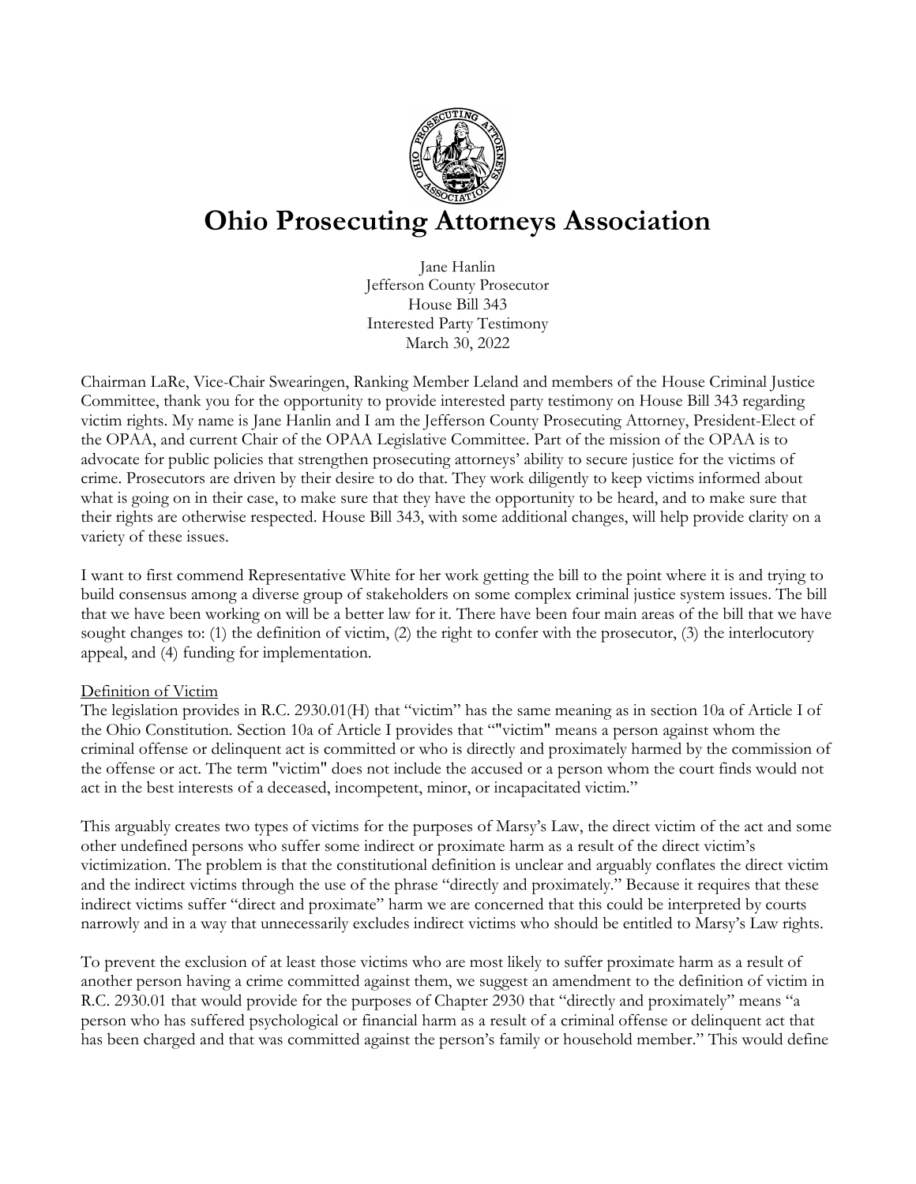# Ohio Prosecuting Attorneys Association

Jane Hanlin
Jefferson County Prosecutor
House Bill 343
Interested Party Testimony
March 30, 2022

Chairman LaRe, Vice-Chair Swearingen, Ranking Member Leland and members of the House Criminal Justice Committee, thank you for the opportunity to provide interested party testimony on House Bill 343 regarding victim rights. My name is Jane Hanlin and I am the Jefferson County Prosecuting Attorney, President-Elect of the OPAA, and current Chair of the OPAA Legislative Committee. Part of the mission of the OPAA is to advocate for public policies that strengthen prosecuting attorneys' ability to secure justice for the victims of crime. Prosecutors are driven by their desire to do that. They work diligently to keep victims informed about what is going on in their case, to make sure that they have the opportunity to be heard, and to make sure that their rights are otherwise respected. House Bill 343, with some additional changes, will help provide clarity on a variety of these issues.

I want to first commend Representative White for her work getting the bill to the point where it is and trying to build consensus among a diverse group of stakeholders on some complex criminal justice system issues. The bill that we have been working on will be a better law for it. There have been four main areas of the bill that we have sought changes to: (1) the definition of victim, (2) the right to confer with the prosecutor, (3) the interlocutory appeal, and (4) funding for implementation.

Definition of Victim

The legislation provides in R.C. 2930.01(H) that "victim" has the same meaning as in section 10a of Article I of the Ohio Constitution. Section 10a of Article I provides that ""victim" means a person against whom the criminal offense or delinquent act is committed or who is directly and proximately harmed by the commission of the offense or act. The term "victim" does not include the accused or a person whom the court finds would not act in the best interests of a deceased, incompetent, minor, or incapacitated victim."

This arguably creates two types of victims for the purposes of Marsy's Law, the direct victim of the act and some other undefined persons who suffer some indirect or proximate harm as a result of the direct victim's victimization. The problem is that the constitutional definition is unclear and arguably conflates the direct victim and the indirect victims through the use of the phrase "directly and proximately." Because it requires that these indirect victims suffer "direct and proximate" harm we are concerned that this could be interpreted by courts narrowly and in a way that unnecessarily excludes indirect victims who should be entitled to Marsy's Law rights.

To prevent the exclusion of at least those victims who are most likely to suffer proximate harm as a result of another person having a crime committed against them, we suggest an amendment to the definition of victim in R.C. 2930.01 that would provide for the purposes of Chapter 2930 that "directly and proximately" means "a person who has suffered psychological or financial harm as a result of a criminal offense or delinquent act that has been charged and that was committed against the person's family or household member." This would define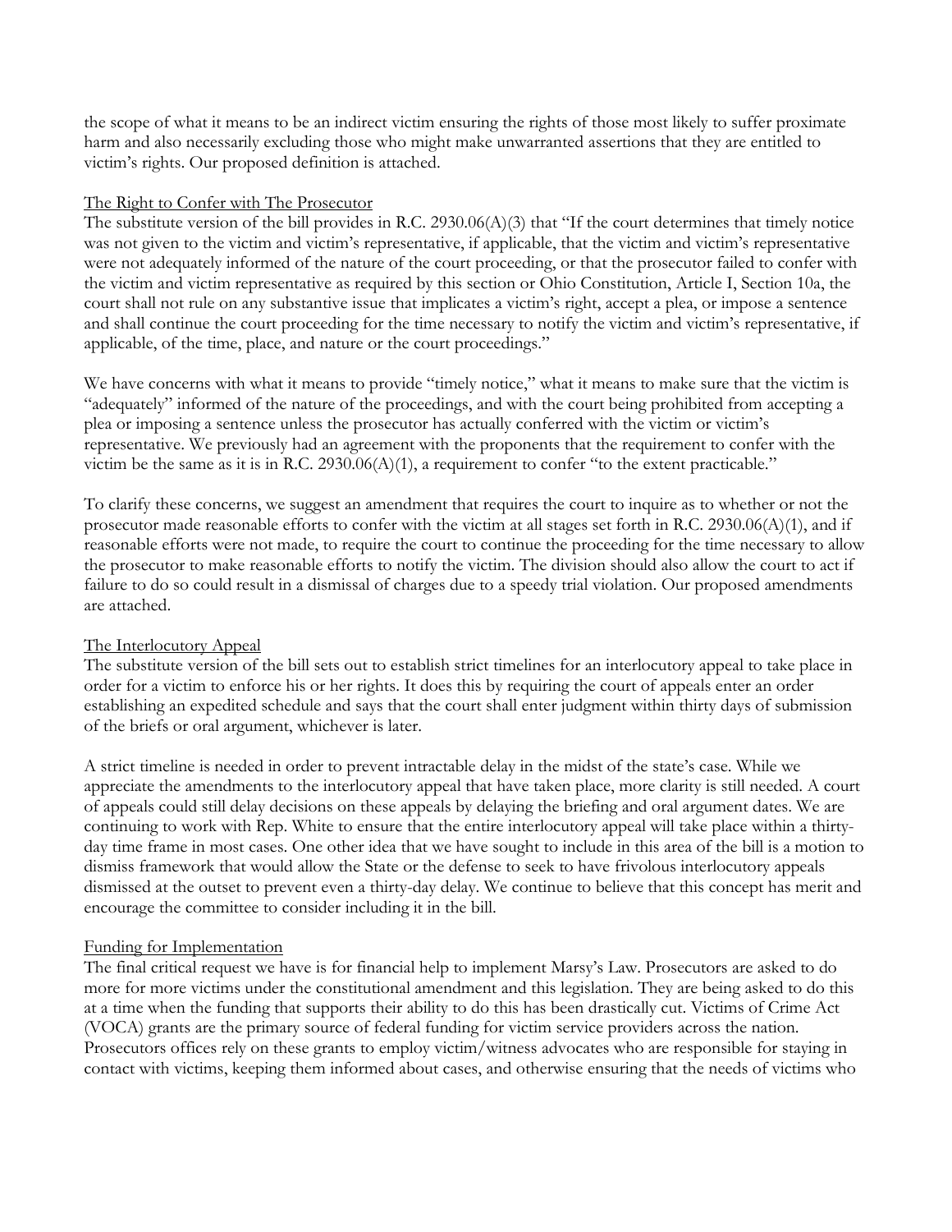the scope of what it means to be an indirect victim ensuring the rights of those most likely to suffer proximate harm and also necessarily excluding those who might make unwarranted assertions that they are entitled to victim's rights. Our proposed definition is attached.

The Right to Confer with The Prosecutor

The substitute version of the bill provides in R.C. 2930.06(A)(3) that "If the court determines that timely notice was not given to the victim and victim's representative, if applicable, that the victim and victim's representative were not adequately informed of the nature of the court proceeding, or that the prosecutor failed to confer with the victim and victim representative as required by this section or Ohio Constitution, Article I, Section 10a, the court shall not rule on any substantive issue that implicates a victim's right, accept a plea, or impose a sentence and shall continue the court proceeding for the time necessary to notify the victim and victim's representative, if applicable, of the time, place, and nature or the court proceedings."

We have concerns with what it means to provide "timely notice," what it means to make sure that the victim is "adequately" informed of the nature of the proceedings, and with the court being prohibited from accepting a plea or imposing a sentence unless the prosecutor has actually conferred with the victim or victim's representative. We previously had an agreement with the proponents that the requirement to confer with the victim be the same as it is in R.C. 2930.06(A)(1), a requirement to confer "to the extent practicable."

To clarify these concerns, we suggest an amendment that requires the court to inquire as to whether or not the prosecutor made reasonable efforts to confer with the victim at all stages set forth in R.C. 2930.06(A)(1), and if reasonable efforts were not made, to require the court to continue the proceeding for the time necessary to allow the prosecutor to make reasonable efforts to notify the victim. The division should also allow the court to act if failure to do so could result in a dismissal of charges due to a speedy trial violation. Our proposed amendments are attached.

The Interlocutory Appeal

The substitute version of the bill sets out to establish strict timelines for an interlocutory appeal to take place in order for a victim to enforce his or her rights. It does this by requiring the court of appeals enter an order establishing an expedited schedule and says that the court shall enter judgment within thirty days of submission of the briefs or oral argument, whichever is later.

A strict timeline is needed in order to prevent intractable delay in the midst of the state's case. While we appreciate the amendments to the interlocutory appeal that have taken place, more clarity is still needed. A court of appeals could still delay decisions on these appeals by delaying the briefing and oral argument dates. We are continuing to work with Rep. White to ensure that the entire interlocutory appeal will take place within a thirty-day time frame in most cases. One other idea that we have sought to include in this area of the bill is a motion to dismiss framework that would allow the State or the defense to seek to have frivolous interlocutory appeals dismissed at the outset to prevent even a thirty-day delay. We continue to believe that this concept has merit and encourage the committee to consider including it in the bill.

Funding for Implementation

The final critical request we have is for financial help to implement Marsy's Law. Prosecutors are asked to do more for more victims under the constitutional amendment and this legislation. They are being asked to do this at a time when the funding that supports their ability to do this has been drastically cut. Victims of Crime Act (VOCA) grants are the primary source of federal funding for victim service providers across the nation. Prosecutors offices rely on these grants to employ victim/witness advocates who are responsible for staying in contact with victims, keeping them informed about cases, and otherwise ensuring that the needs of victims who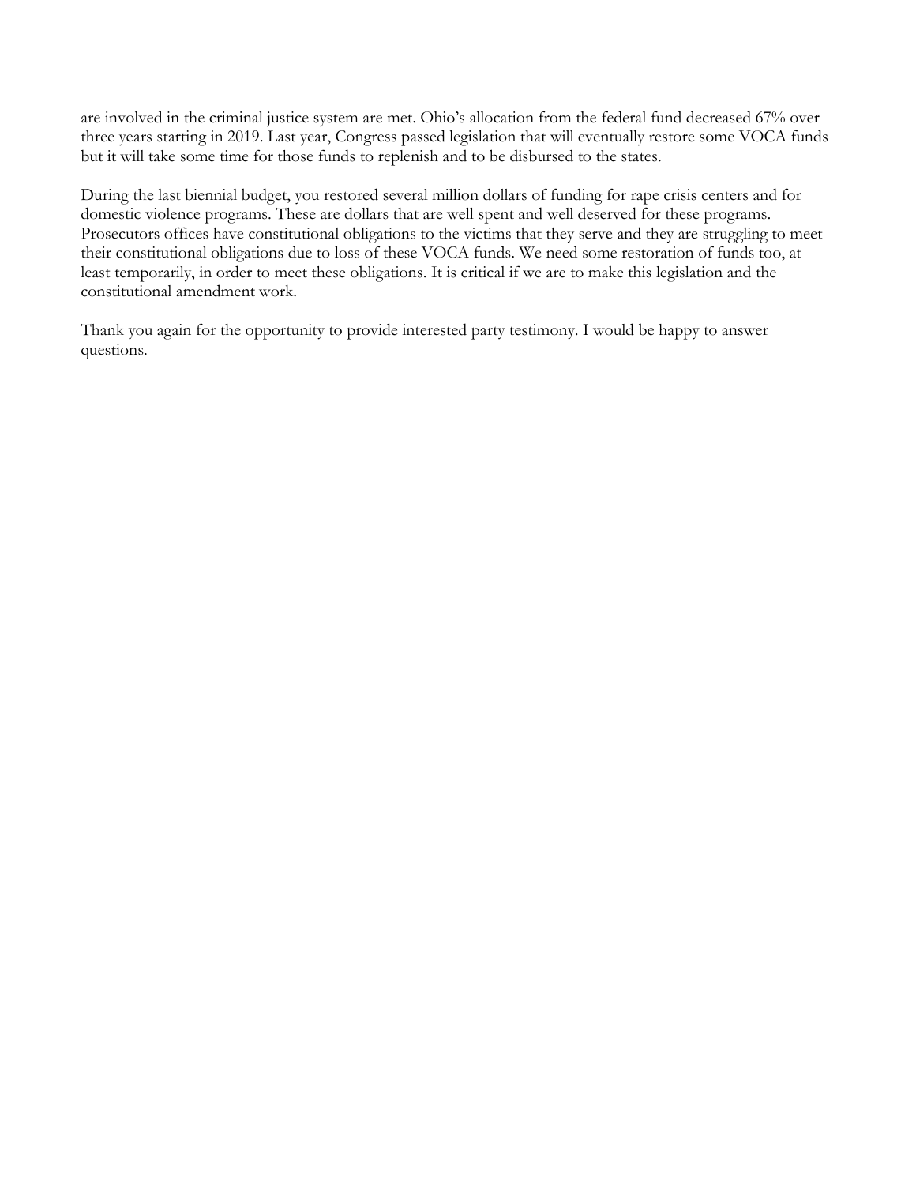are involved in the criminal justice system are met. Ohio's allocation from the federal fund decreased 67% over three years starting in 2019. Last year, Congress passed legislation that will eventually restore some VOCA funds but it will take some time for those funds to replenish and to be disbursed to the states.

During the last biennial budget, you restored several million dollars of funding for rape crisis centers and for domestic violence programs. These are dollars that are well spent and well deserved for these programs. Prosecutors offices have constitutional obligations to the victims that they serve and they are struggling to meet their constitutional obligations due to loss of these VOCA funds. We need some restoration of funds too, at least temporarily, in order to meet these obligations. It is critical if we are to make this legislation and the constitutional amendment work.

Thank you again for the opportunity to provide interested party testimony. I would be happy to answer questions.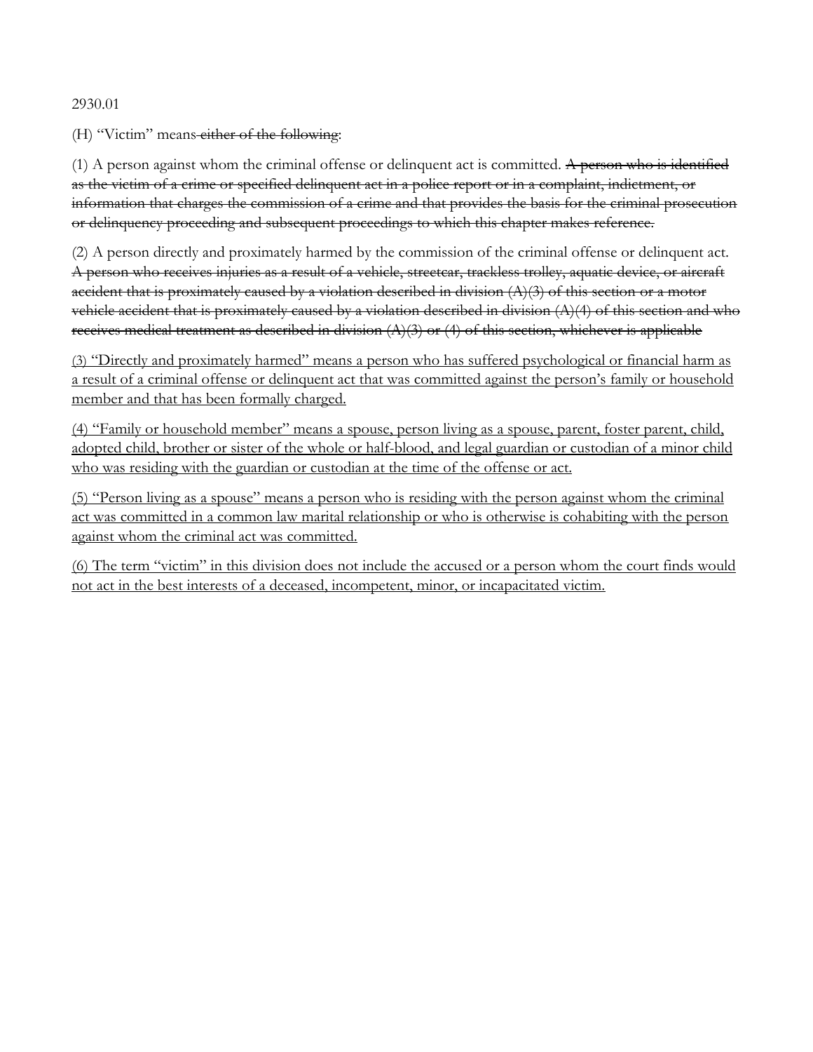2930.01

(H) "Victim" means ~~either of the following~~:

(1) A person against whom the criminal offense or delinquent act is committed. ~~A person who is identified as the victim of a crime or specified delinquent act in a police report or in a complaint, indictment, or information that charges the commission of a crime and that provides the basis for the criminal prosecution or delinquency proceeding and subsequent proceedings to which this chapter makes reference.~~

(2) A person directly and proximately harmed by the commission of the criminal offense or delinquent act. ~~A person who receives injuries as a result of a vehicle, streetcar, trackless trolley, aquatic device, or aircraft accident that is proximately caused by a violation described in division (A)(3) of this section or a motor vehicle accident that is proximately caused by a violation described in division (A)(4) of this section and who receives medical treatment as described in division (A)(3) or (4) of this section, whichever is applicable~~

<u>(3) "Directly and proximately harmed" means a person who has suffered psychological or financial harm as a result of a criminal offense or delinquent act that was committed against the person's family or household member and that has been formally charged.</u>

<u>(4) "Family or household member" means a spouse, person living as a spouse, parent, foster parent, child, adopted child, brother or sister of the whole or half-blood, and legal guardian or custodian of a minor child who was residing with the guardian or custodian at the time of the offense or act.</u>

<u>(5) "Person living as a spouse" means a person who is residing with the person against whom the criminal act was committed in a common law marital relationship or who is otherwise is cohabiting with the person against whom the criminal act was committed.</u>

<u>(6) The term "victim" in this division does not include the accused or a person whom the court finds would not act in the best interests of a deceased, incompetent, minor, or incapacitated victim.</u>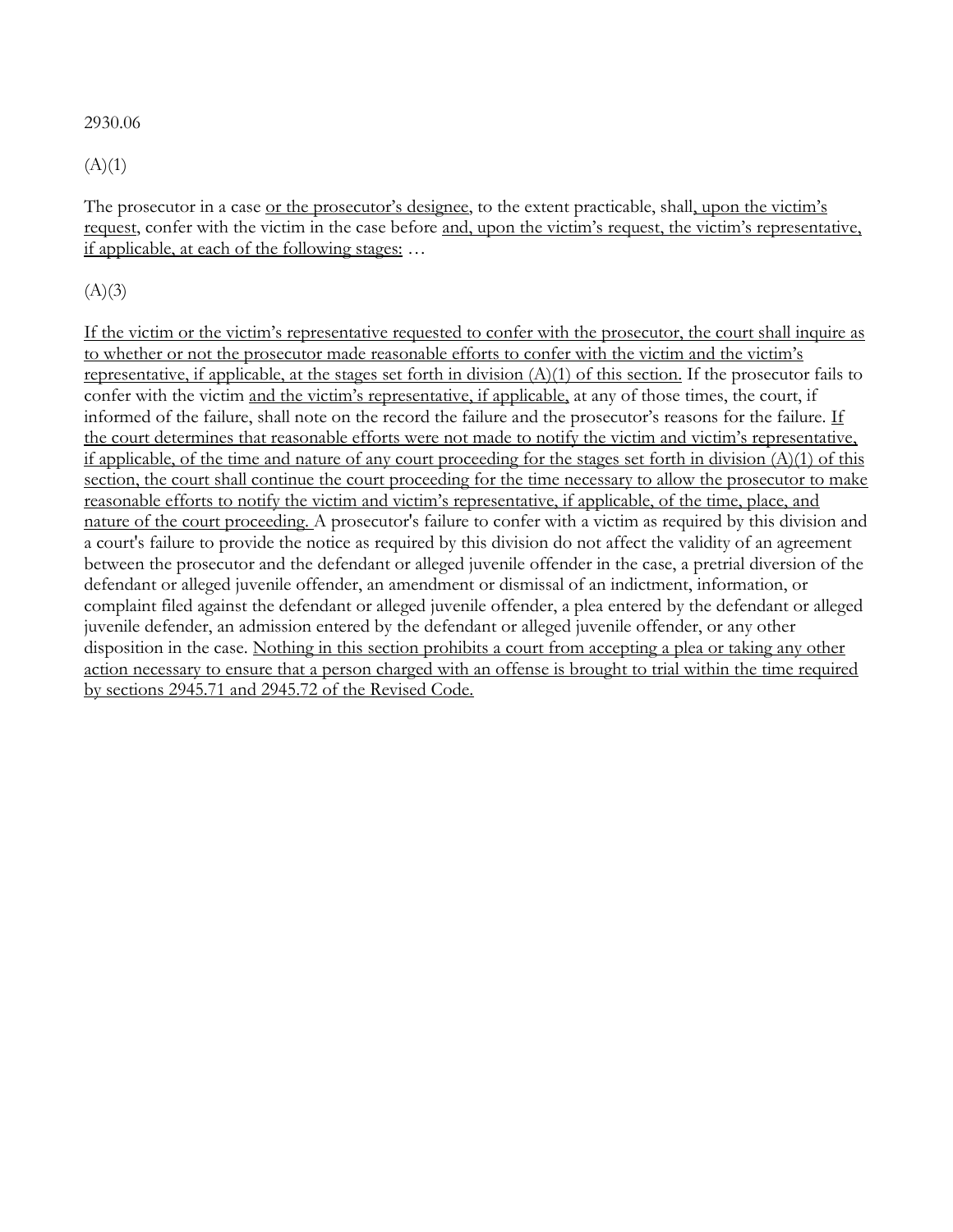2930.06

(A)(1)

The prosecutor in a case <u>or the prosecutor's designee</u>, to the extent practicable, shall<u>, upon the victim's request</u>, confer with the victim in the case before <u>and, upon the victim's request, the victim's representative, if applicable, at each of the following stages:</u> …

(A)(3)

<u>If the victim or the victim's representative requested to confer with the prosecutor, the court shall inquire as to whether or not the prosecutor made reasonable efforts to confer with the victim and the victim's representative, if applicable, at the stages set forth in division (A)(1) of this section.</u> If the prosecutor fails to confer with the victim <u>and the victim's representative, if applicable,</u> at any of those times, the court, if informed of the failure, shall note on the record the failure and the prosecutor's reasons for the failure. <u>If the court determines that reasonable efforts were not made to notify the victim and victim's representative, if applicable, of the time and nature of any court proceeding for the stages set forth in division (A)(1) of this section, the court shall continue the court proceeding for the time necessary to allow the prosecutor to make reasonable efforts to notify the victim and victim's representative, if applicable, of the time, place, and nature of the court proceeding.</u> A prosecutor's failure to confer with a victim as required by this division and a court's failure to provide the notice as required by this division do not affect the validity of an agreement between the prosecutor and the defendant or alleged juvenile offender in the case, a pretrial diversion of the defendant or alleged juvenile offender, an amendment or dismissal of an indictment, information, or complaint filed against the defendant or alleged juvenile offender, a plea entered by the defendant or alleged juvenile defender, an admission entered by the defendant or alleged juvenile offender, or any other disposition in the case. <u>Nothing in this section prohibits a court from accepting a plea or taking any other action necessary to ensure that a person charged with an offense is brought to trial within the time required by sections 2945.71 and 2945.72 of the Revised Code.</u>